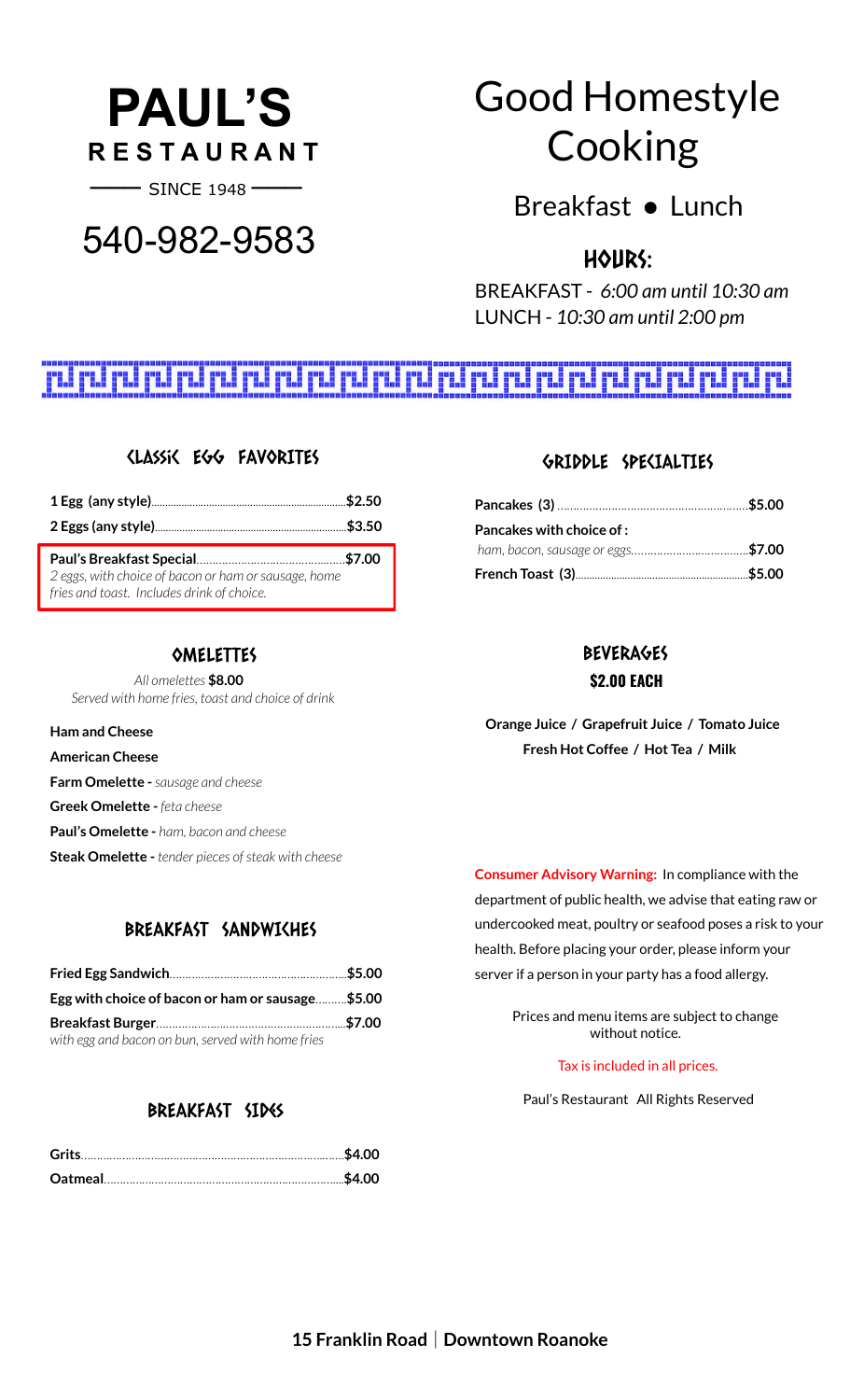# PAUL'S RESTAURANT

SINCE 1948

540-982-9583

# Good Homestyle Cooking

Breakfast ● Lunch

## HOURS:

BREAKFAST - *6:00 am until 10:30 am*
LUNCH - *10:30 am until 2:00 pm*

## CLASSIC EGG FAVORITES

**1 Egg (any style)**.......................................**$2.50**

**2 Eggs (any style)**.......................................**$3.50**

**Paul's Breakfast Special**.......................................**$7.00**
*2 eggs, with choice of bacon or ham or sausage, home fries and toast. Includes drink of choice.*

## OMELETTES

*All omelettes* **$8.00**
*Served with home fries, toast and choice of drink*

**Ham and Cheese**

**American Cheese**

**Farm Omelette -** *sausage and cheese*

**Greek Omelette -** *feta cheese*

**Paul's Omelette -** *ham, bacon and cheese*

**Steak Omelette -** *tender pieces of steak with cheese*

## BREAKFAST SANDWICHES

**Fried Egg Sandwich**.......................................**$5.00**

**Egg with choice of bacon or ham or sausage**..........**$5.00**

**Breakfast Burger**.......................................**$7.00**
*with egg and bacon on bun, served with home fries*

## BREAKFAST SIDES

**Grits**.......................................**$4.00**

**Oatmeal**.......................................**$4.00**

## GRIDDLE SPECIALTIES

**Pancakes (3)**.......................................**$5.00**

**Pancakes with choice of :**
*ham, bacon, sausage or eggs*.......................................**$7.00**

**French Toast (3)**.......................................**$5.00**

## BEVERAGES

### $2.00 EACH

**Orange Juice / Grapefruit Juice / Tomato Juice**
**Fresh Hot Coffee / Hot Tea / Milk**

**Consumer Advisory Warning:** In compliance with the department of public health, we advise that eating raw or undercooked meat, poultry or seafood poses a risk to your health. Before placing your order, please inform your server if a person in your party has a food allergy.

Prices and menu items are subject to change without notice.

Tax is included in all prices.

Paul's Restaurant All Rights Reserved

**15 Franklin Road | Downtown Roanoke**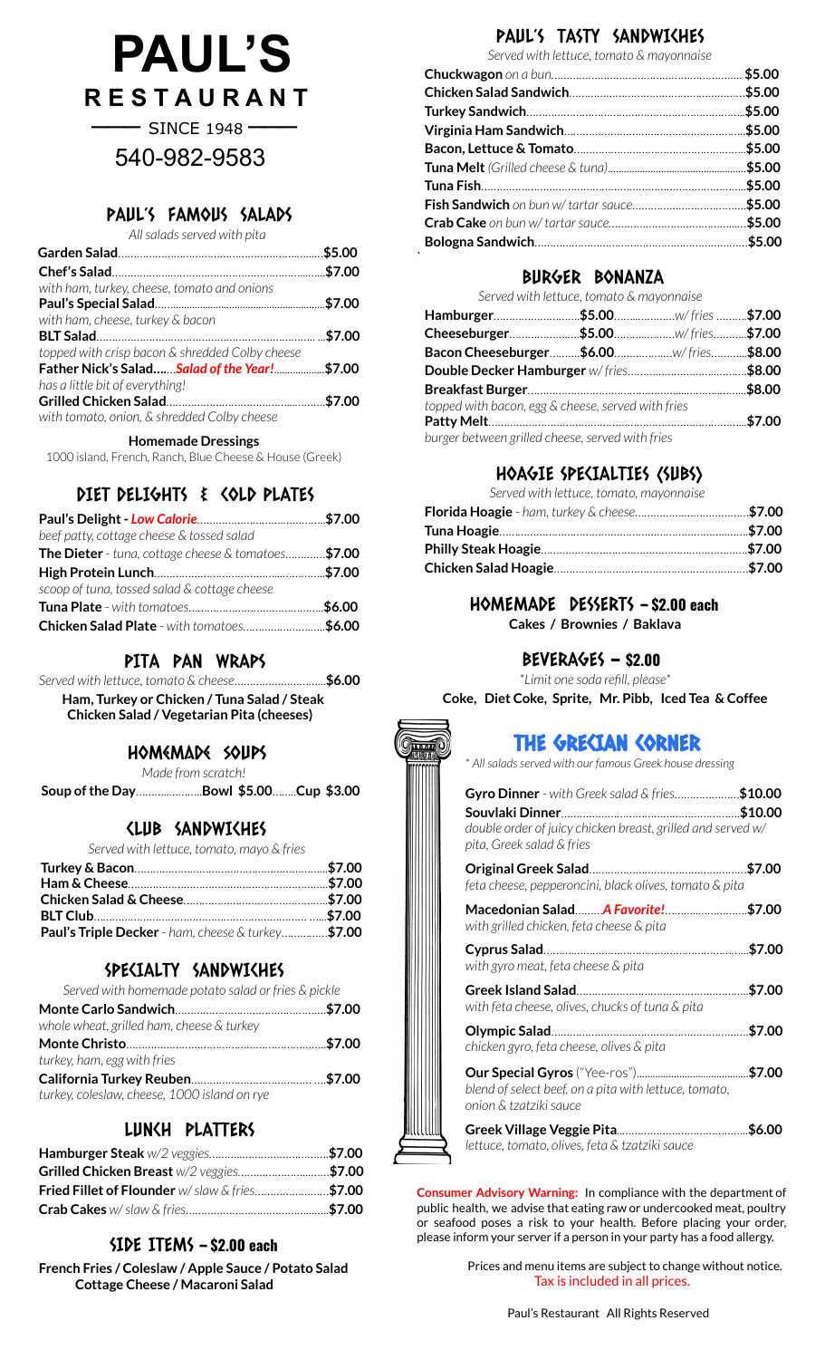# PAUL'S RESTAURANT

SINCE 1948

540-982-9583

## PAUL'S FAMOUS SALADS

*All salads served with pita*

**Garden Salad**.....$5.00

**Chef's Salad**.....$7.00
*with ham, turkey, cheese, tomato and onions*

**Paul's Special Salad**.....$7.00
*with ham, cheese, turkey & bacon*

**BLT Salad**.....$7.00
*topped with crisp bacon & shredded Colby cheese*

**Father Nick's Salad**......*Salad of the Year!*.....$7.00
*has a little bit of everything!*

**Grilled Chicken Salad**.....$7.00
*with tomato, onion, & shredded Colby cheese*

**Homemade Dressings**

1000 island, French, Ranch, Blue Cheese & House (Greek)

## DIET DELIGHTS & COLD PLATES

**Paul's Delight - *Low Calorie***.....$7.00
*beef patty, cottage cheese & tossed salad*

**The Dieter** - tuna, cottage cheese & tomatoes.....$7.00

**High Protein Lunch**.....$7.00
*scoop of tuna, tossed salad & cottage cheese*

**Tuna Plate** - *with tomatoes*.....$6.00

**Chicken Salad Plate** - *with tomatoes*.....$6.00

## PITA PAN WRAPS

*Served with lettuce, tomato & cheese*.....**$6.00**

**Ham, Turkey or Chicken / Tuna Salad / Steak**
**Chicken Salad / Vegetarian Pita (cheeses)**

## HOMEMADE SOUPS

*Made from scratch!*

**Soup of the Day**.....**Bowl $5.00**.....**Cup $3.00**

## CLUB SANDWICHES

*Served with lettuce, tomato, mayo & fries*

**Turkey & Bacon**.....$7.00

**Ham & Cheese**.....$7.00

**Chicken Salad & Cheese**.....$7.00

**BLT Club**.....$7.00

**Paul's Triple Decker** - *ham, cheese & turkey*.....$7.00

## SPECIALTY SANDWICHES

*Served with homemade potato salad or fries & pickle*

**Monte Carlo Sandwich**.....$7.00
*whole wheat, grilled ham, cheese & turkey*

**Monte Christo**.....$7.00
*turkey, ham, egg with fries*

**California Turkey Reuben**.....$7.00
*turkey, coleslaw, cheese, 1000 island on rye*

## LUNCH PLATTERS

**Hamburger Steak** *w/2 veggies*.....$7.00

**Grilled Chicken Breast** *w/2 veggies*.....$7.00

**Fried Fillet of Flounder** *w/ slaw & fries*.....$7.00

**Crab Cakes** *w/ slaw & fries*.....$7.00

## SIDE ITEMS – $2.00 each

**French Fries / Coleslaw / Apple Sauce / Potato Salad**
**Cottage Cheese / Macaroni Salad**

## PAUL'S TASTY SANDWICHES

*Served with lettuce, tomato & mayonnaise*

**Chuckwagon** *on a bun*.....$5.00

**Chicken Salad Sandwich**.....$5.00

**Turkey Sandwich**.....$5.00

**Virginia Ham Sandwich**.....$5.00

**Bacon, Lettuce & Tomato**.....$5.00

**Tuna Melt** *(Grilled cheese & tuna)*.....$5.00

**Tuna Fish**.....$5.00

**Fish Sandwich** *on bun w/ tartar sauce*.....$5.00

**Crab Cake** *on bun w/ tartar sauce*.....$5.00

**Bologna Sandwich**.....$5.00

## BURGER BONANZA

*Served with lettuce, tomato & mayonnaise*

**Hamburger**.....$5.00.....*w/ fries*.....$7.00

**Cheeseburger**.....$5.00.....*w/ fries*.....$7.00

**Bacon Cheeseburger**.....$6.00.....*w/ fries*.....$8.00

**Double Decker Hamburger** *w/ fries*.....$8.00

**Breakfast Burger**.....$8.00
*topped with bacon, egg & cheese, served with fries*

**Patty Melt**.....$7.00
*burger between grilled cheese, served with fries*

## HOAGIE SPECIALTIES (SUBS)

*Served with lettuce, tomato, mayonnaise*

**Florida Hoagie** - *ham, turkey & cheese*.....$7.00

**Tuna Hoagie**.....$7.00

**Philly Steak Hoagie**.....$7.00

**Chicken Salad Hoagie**.....$7.00

## HOMEMADE DESSERTS – $2.00 each

**Cakes / Brownies / Baklava**

## BEVERAGES – $2.00

*\*Limit one soda refill, please\**

**Coke, Diet Coke, Sprite, Mr. Pibb, Iced Tea & Coffee**

## THE GRECIAN CORNER

*\* All salads served with our famous Greek house dressing*

**Gyro Dinner** - *with Greek salad & fries*.....$10.00

**Souvlaki Dinner**.....$10.00
*double order of juicy chicken breast, grilled and served w/ pita, Greek salad & fries*

**Original Greek Salad**.....$7.00
*feta cheese, pepperoncini, black olives, tomato & pita*

**Macedonian Salad**.....*A Favorite!*.....$7.00
*with grilled chicken, feta cheese & pita*

**Cyprus Salad**.....$7.00
*with gyro meat, feta cheese & pita*

**Greek Island Salad**.....$7.00
*with feta cheese, olives, chucks of tuna & pita*

**Olympic Salad**.....$7.00
*chicken gyro, feta cheese, olives & pita*

**Our Special Gyros** ("Yee-ros").....$7.00
*blend of select beef, on a pita with lettuce, tomato, onion & tzatziki sauce*

**Greek Village Veggie Pita**.....$6.00
*lettuce, tomato, olives, feta & tzatziki sauce*

**Consumer Advisory Warning:** In compliance with the department of public health, we advise that eating raw or undercooked meat, poultry or seafood poses a risk to your health. Before placing your order, please inform your server if a person in your party has a food allergy.

Prices and menu items are subject to change without notice.
Tax is included in all prices.

Paul's Restaurant All Rights Reserved